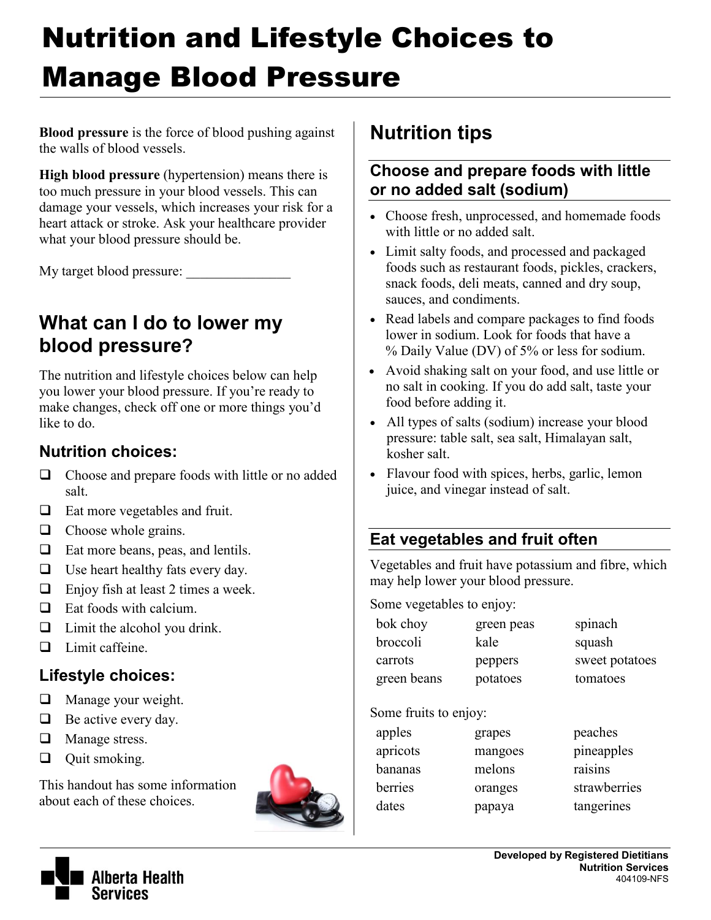# Nutrition and Lifestyle Choices to Manage Blood Pressure

**Blood pressure** is the force of blood pushing against the walls of blood vessels.

**High blood pressure** (hypertension) means there is too much pressure in your blood vessels. This can damage your vessels, which increases your risk for a heart attack or stroke. Ask your healthcare provider what your blood pressure should be.

My target blood pressure: _______________

## What can I do to lower my blood pressure?

The nutrition and lifestyle choices below can help you lower your blood pressure. If you're ready to make changes, check off one or more things you'd like to do.

### Nutrition choices:

- ❑ Choose and prepare foods with little or no added salt.
- ❑ Eat more vegetables and fruit.
- ❑ Choose whole grains.
- ❑ Eat more beans, peas, and lentils.
- ❑ Use heart healthy fats every day.
- ❑ Enjoy fish at least 2 times a week.
- ❑ Eat foods with calcium.
- ❑ Limit the alcohol you drink.
- ❑ Limit caffeine.

### Lifestyle choices:

- ❑ Manage your weight.
- ❑ Be active every day.
- ❑ Manage stress.
- ❑ Quit smoking.

This handout has some information about each of these choices.

## Nutrition tips

### Choose and prepare foods with little or no added salt (sodium)

- Choose fresh, unprocessed, and homemade foods with little or no added salt.
- Limit salty foods, and processed and packaged foods such as restaurant foods, pickles, crackers, snack foods, deli meats, canned and dry soup, sauces, and condiments.
- Read labels and compare packages to find foods lower in sodium. Look for foods that have a % Daily Value (DV) of 5% or less for sodium.
- Avoid shaking salt on your food, and use little or no salt in cooking. If you do add salt, taste your food before adding it.
- All types of salts (sodium) increase your blood pressure: table salt, sea salt, Himalayan salt, kosher salt.
- Flavour food with spices, herbs, garlic, lemon juice, and vinegar instead of salt.

### Eat vegetables and fruit often

Vegetables and fruit have potassium and fibre, which may help lower your blood pressure.

Some vegetables to enjoy:

| | | |
|---|---|---|
| bok choy | green peas | spinach |
| broccoli | kale | squash |
| carrots | peppers | sweet potatoes |
| green beans | potatoes | tomatoes |

Some fruits to enjoy:

| | | |
|---|---|---|
| apples | grapes | peaches |
| apricots | mangoes | pineapples |
| bananas | melons | raisins |
| berries | oranges | strawberries |
| dates | papaya | tangerines |

Developed by Registered Dietitians
Nutrition Services
404109-NFS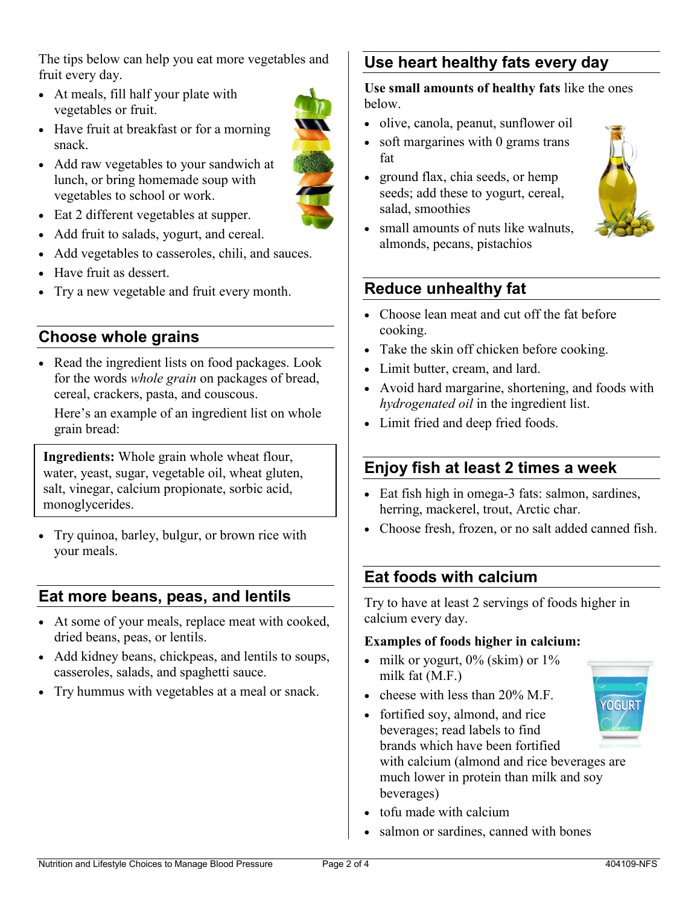The tips below can help you eat more vegetables and fruit every day.

- At meals, fill half your plate with vegetables or fruit.
- Have fruit at breakfast or for a morning snack.
- Add raw vegetables to your sandwich at lunch, or bring homemade soup with vegetables to school or work.
- Eat 2 different vegetables at supper.
- Add fruit to salads, yogurt, and cereal.
- Add vegetables to casseroles, chili, and sauces.
- Have fruit as dessert.
- Try a new vegetable and fruit every month.

## Choose whole grains

- Read the ingredient lists on food packages. Look for the words *whole grain* on packages of bread, cereal, crackers, pasta, and couscous.

  Here's an example of an ingredient list on whole grain bread:

> **Ingredients:** Whole grain whole wheat flour, water, yeast, sugar, vegetable oil, wheat gluten, salt, vinegar, calcium propionate, sorbic acid, monoglycerides.

- Try quinoa, barley, bulgur, or brown rice with your meals.

## Eat more beans, peas, and lentils

- At some of your meals, replace meat with cooked, dried beans, peas, or lentils.
- Add kidney beans, chickpeas, and lentils to soups, casseroles, salads, and spaghetti sauce.
- Try hummus with vegetables at a meal or snack.

## Use heart healthy fats every day

**Use small amounts of healthy fats** like the ones below.

- olive, canola, peanut, sunflower oil
- soft margarines with 0 grams trans fat
- ground flax, chia seeds, or hemp seeds; add these to yogurt, cereal, salad, smoothies
- small amounts of nuts like walnuts, almonds, pecans, pistachios

## Reduce unhealthy fat

- Choose lean meat and cut off the fat before cooking.
- Take the skin off chicken before cooking.
- Limit butter, cream, and lard.
- Avoid hard margarine, shortening, and foods with *hydrogenated oil* in the ingredient list.
- Limit fried and deep fried foods.

## Enjoy fish at least 2 times a week

- Eat fish high in omega-3 fats: salmon, sardines, herring, mackerel, trout, Arctic char.
- Choose fresh, frozen, or no salt added canned fish.

## Eat foods with calcium

Try to have at least 2 servings of foods higher in calcium every day.

**Examples of foods higher in calcium:**

- milk or yogurt, 0% (skim) or 1% milk fat (M.F.)
- cheese with less than 20% M.F.
- fortified soy, almond, and rice beverages; read labels to find brands which have been fortified with calcium (almond and rice beverages are much lower in protein than milk and soy beverages)
- tofu made with calcium
- salmon or sardines, canned with bones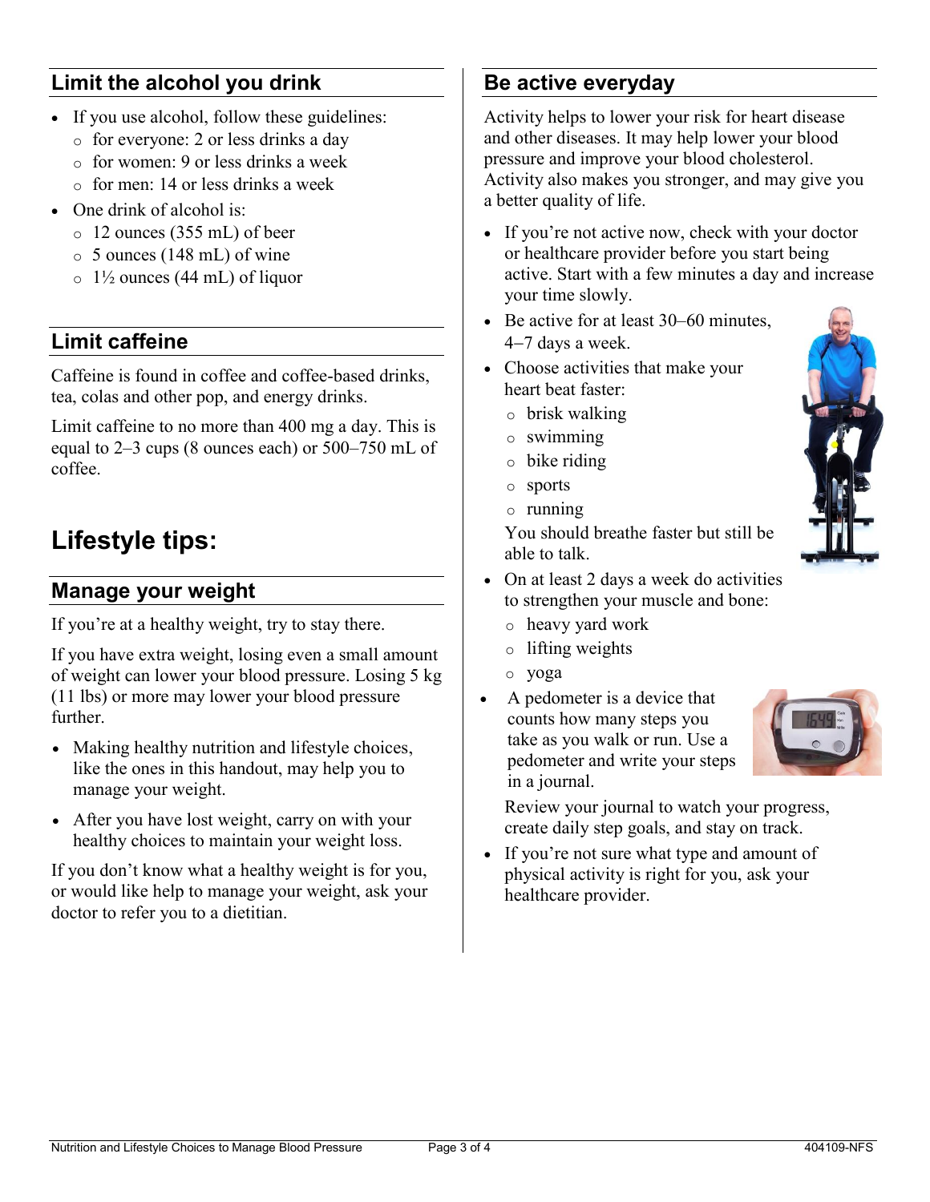## Limit the alcohol you drink

- If you use alcohol, follow these guidelines:
  - for everyone: 2 or less drinks a day
  - for women: 9 or less drinks a week
  - for men: 14 or less drinks a week
- One drink of alcohol is:
  - 12 ounces (355 mL) of beer
  - 5 ounces (148 mL) of wine
  - 1½ ounces (44 mL) of liquor

## Limit caffeine

Caffeine is found in coffee and coffee-based drinks, tea, colas and other pop, and energy drinks.

Limit caffeine to no more than 400 mg a day. This is equal to 2–3 cups (8 ounces each) or 500–750 mL of coffee.

# Lifestyle tips:

## Manage your weight

If you're at a healthy weight, try to stay there.

If you have extra weight, losing even a small amount of weight can lower your blood pressure. Losing 5 kg (11 lbs) or more may lower your blood pressure further.

- Making healthy nutrition and lifestyle choices, like the ones in this handout, may help you to manage your weight.
- After you have lost weight, carry on with your healthy choices to maintain your weight loss.

If you don't know what a healthy weight is for you, or would like help to manage your weight, ask your doctor to refer you to a dietitian.

## Be active everyday

Activity helps to lower your risk for heart disease and other diseases. It may help lower your blood pressure and improve your blood cholesterol. Activity also makes you stronger, and may give you a better quality of life.

- If you're not active now, check with your doctor or healthcare provider before you start being active. Start with a few minutes a day and increase your time slowly.
- Be active for at least 30–60 minutes, 4–7 days a week.
- Choose activities that make your heart beat faster:
  - brisk walking
  - swimming
  - bike riding
  - sports
  - running

  You should breathe faster but still be able to talk.
- On at least 2 days a week do activities to strengthen your muscle and bone:
  - heavy yard work
  - lifting weights
  - yoga
- A pedometer is a device that counts how many steps you take as you walk or run. Use a pedometer and write your steps in a journal.

  Review your journal to watch your progress, create daily step goals, and stay on track.
- If you're not sure what type and amount of physical activity is right for you, ask your healthcare provider.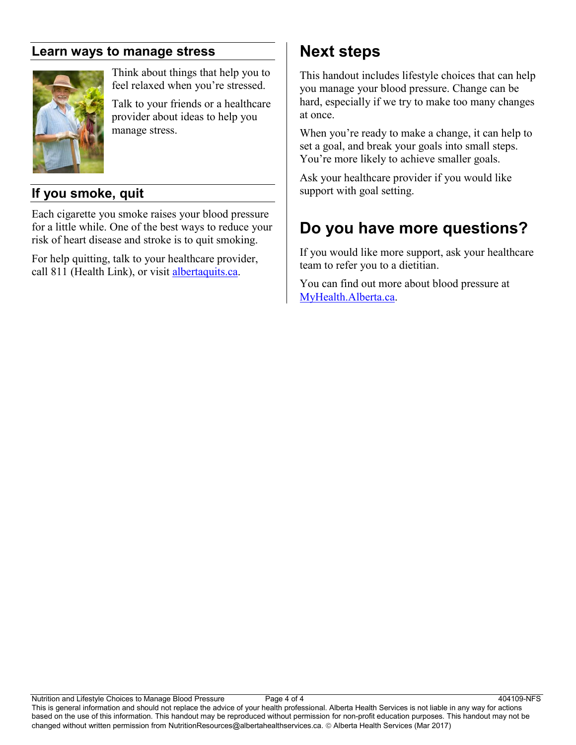## Learn ways to manage stress

Think about things that help you to feel relaxed when you're stressed.

Talk to your friends or a healthcare provider about ideas to help you manage stress.

## If you smoke, quit

Each cigarette you smoke raises your blood pressure for a little while. One of the best ways to reduce your risk of heart disease and stroke is to quit smoking.

For help quitting, talk to your healthcare provider, call 811 (Health Link), or visit albertaquits.ca.

# Next steps

This handout includes lifestyle choices that can help you manage your blood pressure. Change can be hard, especially if we try to make too many changes at once.

When you're ready to make a change, it can help to set a goal, and break your goals into small steps. You're more likely to achieve smaller goals.

Ask your healthcare provider if you would like support with goal setting.

# Do you have more questions?

If you would like more support, ask your healthcare team to refer you to a dietitian.

You can find out more about blood pressure at MyHealth.Alberta.ca.

This is general information and should not replace the advice of your health professional. Alberta Health Services is not liable in any way for actions based on the use of this information. This handout may be reproduced without permission for non-profit education purposes. This handout may not be changed without written permission from NutritionResources@albertahealthservices.ca. © Alberta Health Services (Mar 2017)